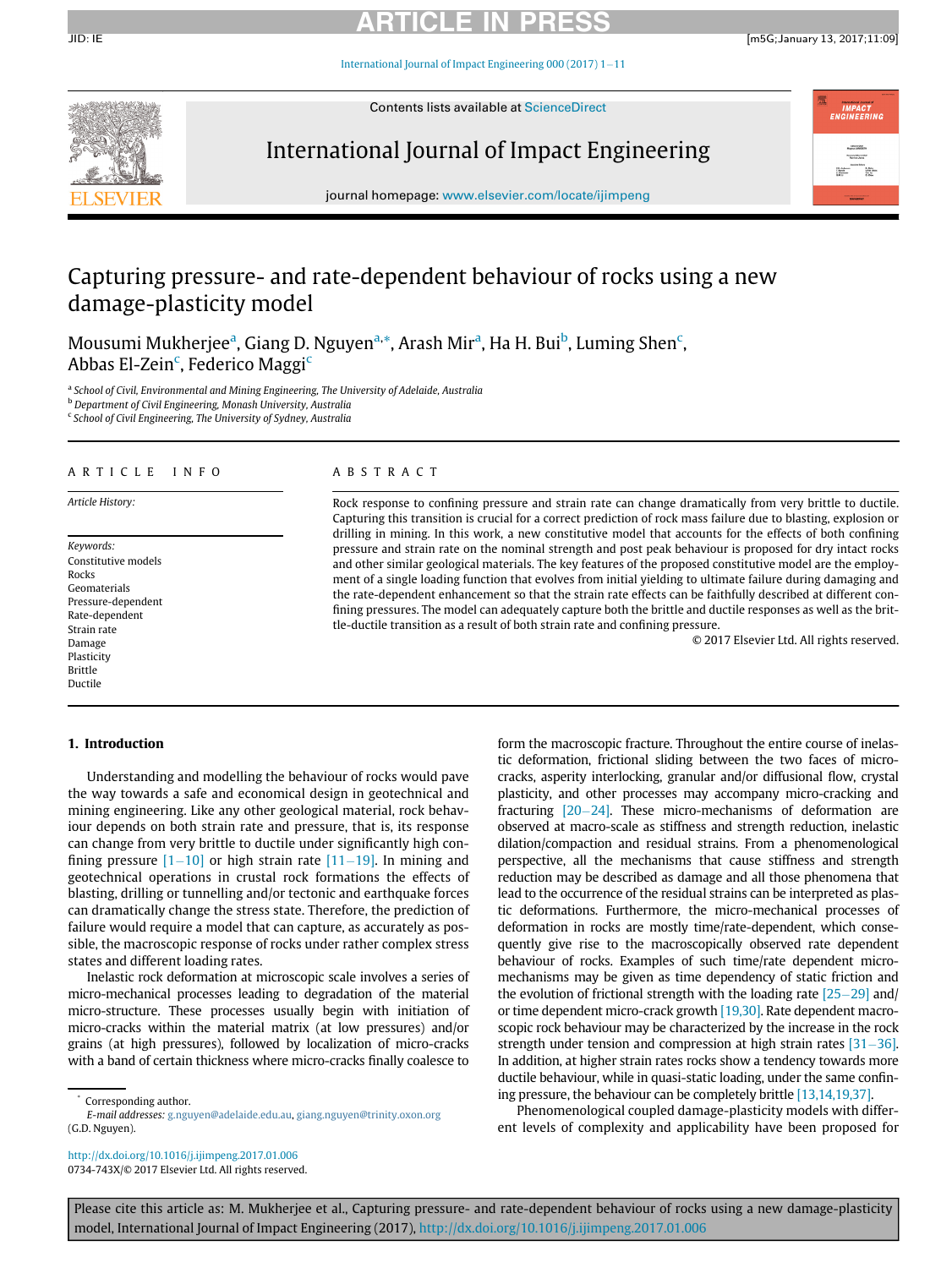# Capturing pressure- and rate-dependent behaviour of rocks using a new damage-plasticity model

Mousumi Mukherjee[a], Giang D. Nguyen[a,*], Arash Mir[a], Ha H. Bui[b], Luming Shen[c], Abbas El-Zein[c], Federico Maggi[c]

[a] School of Civil, Environmental and Mining Engineering, The University of Adelaide, Australia
[b] Department of Civil Engineering, Monash University, Australia
[c] School of Civil Engineering, The University of Sydney, Australia

## ARTICLE INFO

*Article History:*

*Keywords:*
Constitutive models
Rocks
Geomaterials
Pressure-dependent
Rate-dependent
Strain rate
Damage
Plasticity
Brittle
Ductile

## ABSTRACT

Rock response to confining pressure and strain rate can change dramatically from very brittle to ductile. Capturing this transition is crucial for a correct prediction of rock mass failure due to blasting, explosion or drilling in mining. In this work, a new constitutive model that accounts for the effects of both confining pressure and strain rate on the nominal strength and post peak behaviour is proposed for dry intact rocks and other similar geological materials. The key features of the proposed constitutive model are the employment of a single loading function that evolves from initial yielding to ultimate failure during damaging and the rate-dependent enhancement so that the strain rate effects can be faithfully described at different confining pressures. The model can adequately capture both the brittle and ductile responses as well as the brittle-ductile transition as a result of both strain rate and confining pressure.

© 2017 Elsevier Ltd. All rights reserved.

## 1. Introduction

Understanding and modelling the behaviour of rocks would pave the way towards a safe and economical design in geotechnical and mining engineering. Like any other geological material, rock behaviour depends on both strain rate and pressure, that is, its response can change from very brittle to ductile under significantly high confining pressure [1–10] or high strain rate [11–19]. In mining and geotechnical operations in crustal rock formations the effects of blasting, drilling or tunnelling and/or tectonic and earthquake forces can dramatically change the stress state. Therefore, the prediction of failure would require a model that can capture, as accurately as possible, the macroscopic response of rocks under rather complex stress states and different loading rates.

Inelastic rock deformation at microscopic scale involves a series of micro-mechanical processes leading to degradation of the material micro-structure. These processes usually begin with initiation of micro-cracks within the material matrix (at low pressures) and/or grains (at high pressures), followed by localization of micro-cracks with a band of certain thickness where micro-cracks finally coalesce to form the macroscopic fracture. Throughout the entire course of inelastic deformation, frictional sliding between the two faces of micro-cracks, asperity interlocking, granular and/or diffusional flow, crystal plasticity, and other processes may accompany micro-cracking and fracturing [20–24]. These micro-mechanisms of deformation are observed at macro-scale as stiffness and strength reduction, inelastic dilation/compaction and residual strains. From a phenomenological perspective, all the mechanisms that cause stiffness and strength reduction may be described as damage and all those phenomena that lead to the occurrence of the residual strains can be interpreted as plastic deformations. Furthermore, the micro-mechanical processes of deformation in rocks are mostly time/rate-dependent, which consequently give rise to the macroscopically observed rate dependent behaviour of rocks. Examples of such time/rate dependent micro-mechanisms may be given as time dependency of static friction and the evolution of frictional strength with the loading rate [25–29] and/or time dependent micro-crack growth [19,30]. Rate dependent macroscopic rock behaviour may be characterized by the increase in the rock strength under tension and compression at high strain rates [31–36]. In addition, at higher strain rates rocks show a tendency towards more ductile behaviour, while in quasi-static loading, under the same confining pressure, the behaviour can be completely brittle [13,14,19,37].

Phenomenological coupled damage-plasticity models with different levels of complexity and applicability have been proposed for

* Corresponding author.
*E-mail addresses:* g.nguyen@adelaide.edu.au, giang.nguyen@trinity.oxon.org (G.D. Nguyen).

http://dx.doi.org/10.1016/j.ijimpeng.2017.01.006
0734-743X/© 2017 Elsevier Ltd. All rights reserved.

Please cite this article as: M. Mukherjee et al., Capturing pressure- and rate-dependent behaviour of rocks using a new damage-plasticity model, International Journal of Impact Engineering (2017), http://dx.doi.org/10.1016/j.ijimpeng.2017.01.006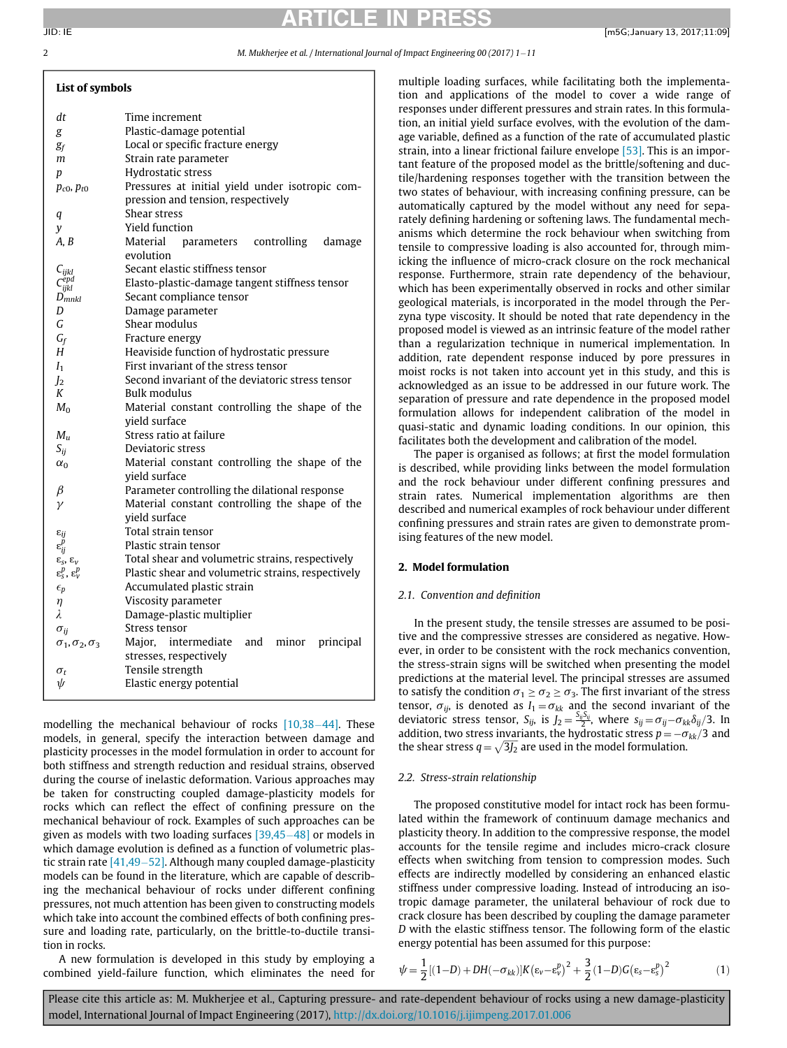## List of symbols

| | |
|---|---|
| $dt$ | Time increment |
| $g$ | Plastic-damage potential |
| $g_f$ | Local or specific fracture energy |
| $m$ | Strain rate parameter |
| $p$ | Hydrostatic stress |
| $p_{c0}$, $p_{t0}$ | Pressures at initial yield under isotropic compression and tension, respectively |
| $q$ | Shear stress |
| $y$ | Yield function |
| $A$, $B$ | Material parameters controlling damage evolution |
| $C_{ijkl}$ | Secant elastic stiffness tensor |
| $C_{ijkl}^{epd}$ | Elasto-plastic-damage tangent stiffness tensor |
| $D_{mnkl}$ | Secant compliance tensor |
| $D$ | Damage parameter |
| $G$ | Shear modulus |
| $G_f$ | Fracture energy |
| $H$ | Heaviside function of hydrostatic pressure |
| $I_1$ | First invariant of the stress tensor |
| $J_2$ | Second invariant of the deviatoric stress tensor |
| $K$ | Bulk modulus |
| $M_0$ | Material constant controlling the shape of the yield surface |
| $M_u$ | Stress ratio at failure |
| $S_{ij}$ | Deviatoric stress |
| $\alpha_0$ | Material constant controlling the shape of the yield surface |
| $\beta$ | Parameter controlling the dilational response |
| $\gamma$ | Material constant controlling the shape of the yield surface |
| $\varepsilon_{ij}$ | Total strain tensor |
| $\varepsilon_{ij}^p$ | Plastic strain tensor |
| $\varepsilon_s$, $\varepsilon_v$ | Total shear and volumetric strains, respectively |
| $\varepsilon_s^p$, $\varepsilon_v^p$ | Plastic shear and volumetric strains, respectively |
| $\epsilon_p$ | Accumulated plastic strain |
| $\eta$ | Viscosity parameter |
| $\lambda$ | Damage-plastic multiplier |
| $\sigma_{ij}$ | Stress tensor |
| $\sigma_1, \sigma_2, \sigma_3$ | Major, intermediate and minor principal stresses, respectively |
| $\sigma_t$ | Tensile strength |
| $\psi$ | Elastic energy potential |

modelling the mechanical behaviour of rocks [10,38–44]. These models, in general, specify the interaction between damage and plasticity processes in the model formulation in order to account for both stiffness and strength reduction and residual strains, observed during the course of inelastic deformation. Various approaches may be taken for constructing coupled damage-plasticity models for rocks which can reflect the effect of confining pressure on the mechanical behaviour of rock. Examples of such approaches can be given as models with two loading surfaces [39,45–48] or models in which damage evolution is defined as a function of volumetric plastic strain rate [41,49–52]. Although many coupled damage-plasticity models can be found in the literature, which are capable of describing the mechanical behaviour of rocks under different confining pressures, not much attention has been given to constructing models which take into account the combined effects of both confining pressure and loading rate, particularly, on the brittle-to-ductile transition in rocks.

A new formulation is developed in this study by employing a combined yield-failure function, which eliminates the need for multiple loading surfaces, while facilitating both the implementation and applications of the model to cover a wide range of responses under different pressures and strain rates. In this formulation, an initial yield surface evolves, with the evolution of the damage variable, defined as a function of the rate of accumulated plastic strain, into a linear frictional failure envelope [53]. This is an important feature of the proposed model as the brittle/softening and ductile/hardening responses together with the transition between the two states of behaviour, with increasing confining pressure, can be automatically captured by the model without any need for separately defining hardening or softening laws. The fundamental mechanisms which determine the rock behaviour when switching from tensile to compressive loading is also accounted for, through mimicking the influence of micro-crack closure on the rock mechanical response. Furthermore, strain rate dependency of the behaviour, which has been experimentally observed in rocks and other similar geological materials, is incorporated in the model through the Perzyna type viscosity. It should be noted that rate dependency in the proposed model is viewed as an intrinsic feature of the model rather than a regularization technique in numerical implementation. In addition, rate dependent response induced by pore pressures in moist rocks is not taken into account yet in this study, and this is acknowledged as an issue to be addressed in our future work. The separation of pressure and rate dependence in the proposed model formulation allows for independent calibration of the model in quasi-static and dynamic loading conditions. In our opinion, this facilitates both the development and calibration of the model.

The paper is organised as follows; at first the model formulation is described, while providing links between the model formulation and the rock behaviour under different confining pressures and strain rates. Numerical implementation algorithms are then described and numerical examples of rock behaviour under different confining pressures and strain rates are given to demonstrate promising features of the new model.

## 2. Model formulation

### 2.1. Convention and definition

In the present study, the tensile stresses are assumed to be positive and the compressive stresses are considered as negative. However, in order to be consistent with the rock mechanics convention, the stress-strain signs will be switched when presenting the model predictions at the material level. The principal stresses are assumed to satisfy the condition $\sigma_1 \geq \sigma_2 \geq \sigma_3$. The first invariant of the stress tensor, $\sigma_{ij}$, is denoted as $I_1 = \sigma_{kk}$ and the second invariant of the deviatoric stress tensor, $S_{ij}$, is $J_2 = \frac{S_{ij}S_{ij}}{2}$, where $s_{ij} = \sigma_{ij} - \sigma_{kk}\delta_{ij}/3$. In addition, two stress invariants, the hydrostatic stress $p = -\sigma_{kk}/3$ and the shear stress $q = \sqrt{3J_2}$ are used in the model formulation.

### 2.2. Stress-strain relationship

The proposed constitutive model for intact rock has been formulated within the framework of continuum damage mechanics and plasticity theory. In addition to the compressive response, the model accounts for the tensile regime and includes micro-crack closure effects when switching from tension to compression modes. Such effects are indirectly modelled by considering an enhanced elastic stiffness under compressive loading. Instead of introducing an isotropic damage parameter, the unilateral behaviour of rock due to crack closure has been described by coupling the damage parameter $D$ with the elastic stiffness tensor. The following form of the elastic energy potential has been assumed for this purpose:

$$\psi = \frac{1}{2}[(1-D) + DH(-\sigma_{kk})]K\left(\varepsilon_v - \varepsilon_v^p\right)^2 + \frac{3}{2}(1-D)G\left(\varepsilon_s - \varepsilon_s^p\right)^2 \tag{1}$$

Please cite this article as: M. Mukherjee et al., Capturing pressure- and rate-dependent behaviour of rocks using a new damage-plasticity model, International Journal of Impact Engineering (2017), http://dx.doi.org/10.1016/j.ijimpeng.2017.01.006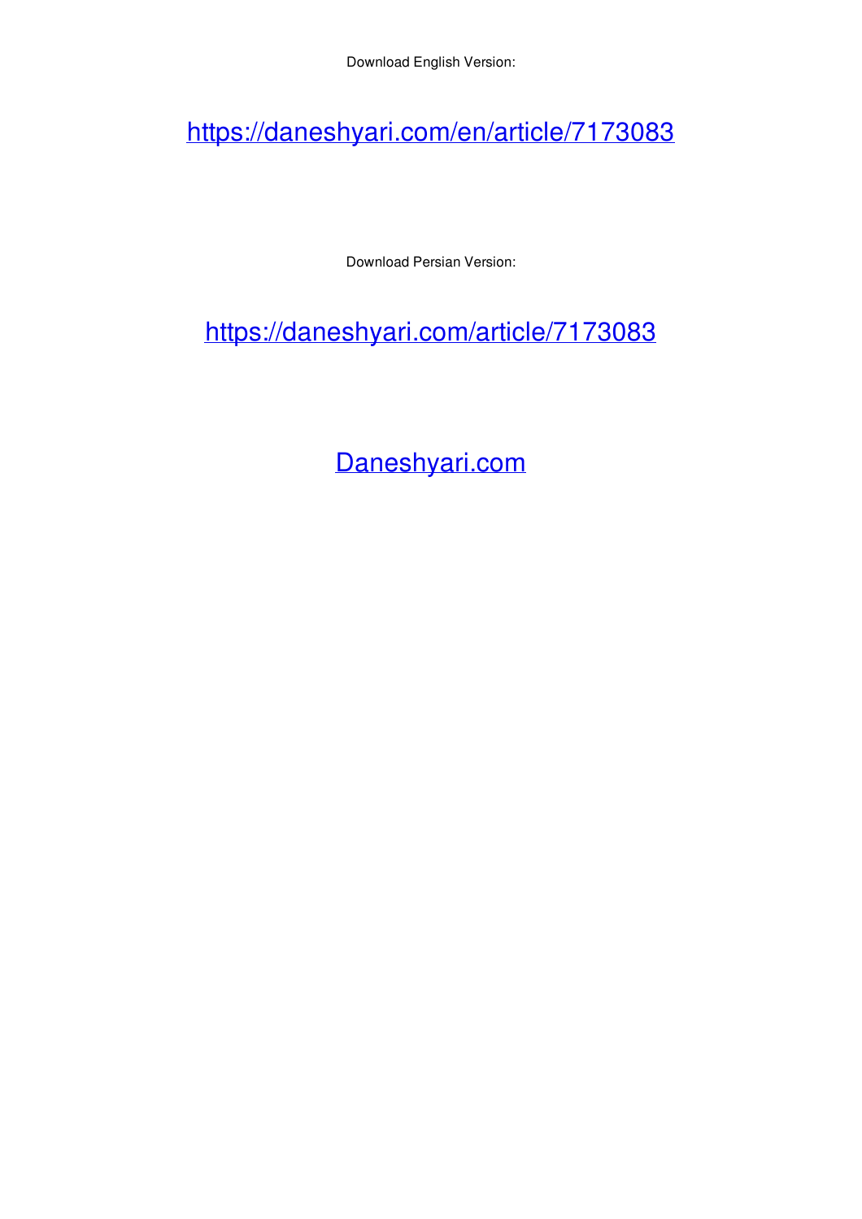Download English Version:

https://daneshyari.com/en/article/7173083

Download Persian Version:

https://daneshyari.com/article/7173083

Daneshyari.com